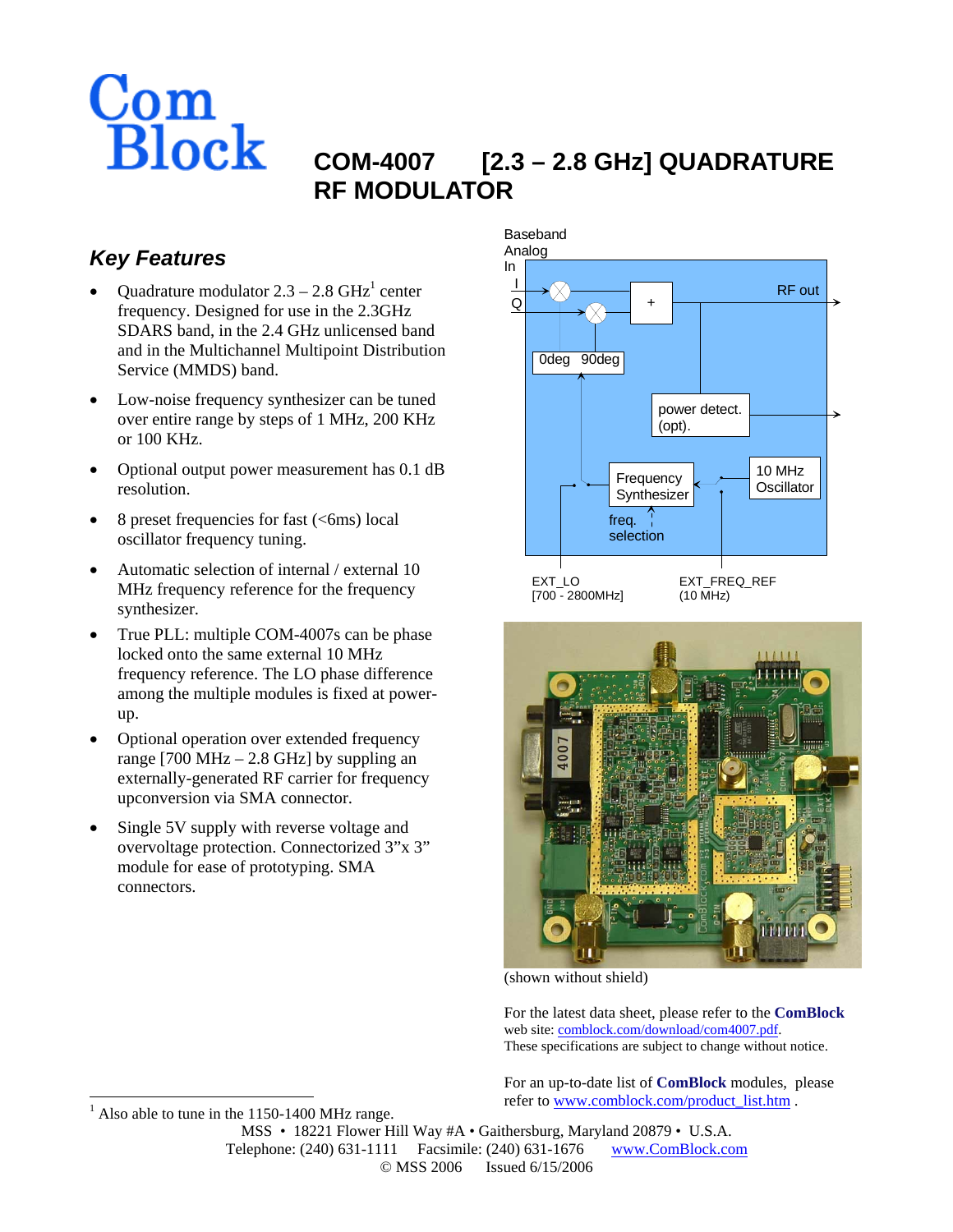# COM-4007 [2.3 – 2.8 GHz] QUADRATURE RF MODULATOR

## *Key Features*

- Quadrature modulator 2.3 – 2.8 GHz[1] center frequency. Designed for use in the 2.3GHz SDARS band, in the 2.4 GHz unlicensed band and in the Multichannel Multipoint Distribution Service (MMDS) band.
- Low-noise frequency synthesizer can be tuned over entire range by steps of 1 MHz, 200 KHz or 100 KHz.
- Optional output power measurement has 0.1 dB resolution.
- 8 preset frequencies for fast (<6ms) local oscillator frequency tuning.
- Automatic selection of internal / external 10 MHz frequency reference for the frequency synthesizer.
- True PLL: multiple COM-4007s can be phase locked onto the same external 10 MHz frequency reference. The LO phase difference among the multiple modules is fixed at power-up.
- Optional operation over extended frequency range [700 MHz – 2.8 GHz] by suppling an externally-generated RF carrier for frequency upconversion via SMA connector.
- Single 5V supply with reverse voltage and overvoltage protection. Connectorized 3"x 3" module for ease of prototyping. SMA connectors.

Baseband Analog In: I, Q → mixers (0deg, 90deg) → + → RF out; power detect. (opt.); Frequency Synthesizer; 10 MHz Oscillator; freq. selection; EXT_LO [700 - 2800MHz]; EXT_FREQ_REF (10 MHz)

(shown without shield)

For the latest data sheet, please refer to the **ComBlock** web site: comblock.com/download/com4007.pdf. These specifications are subject to change without notice.

For an up-to-date list of **ComBlock** modules, please refer to www.comblock.com/product_list.htm .

[1] Also able to tune in the 1150-1400 MHz range.

MSS • 18221 Flower Hill Way #A • Gaithersburg, Maryland 20879 • U.S.A.
Telephone: (240) 631-1111 Facsimile: (240) 631-1676 www.ComBlock.com
© MSS 2006 Issued 6/15/2006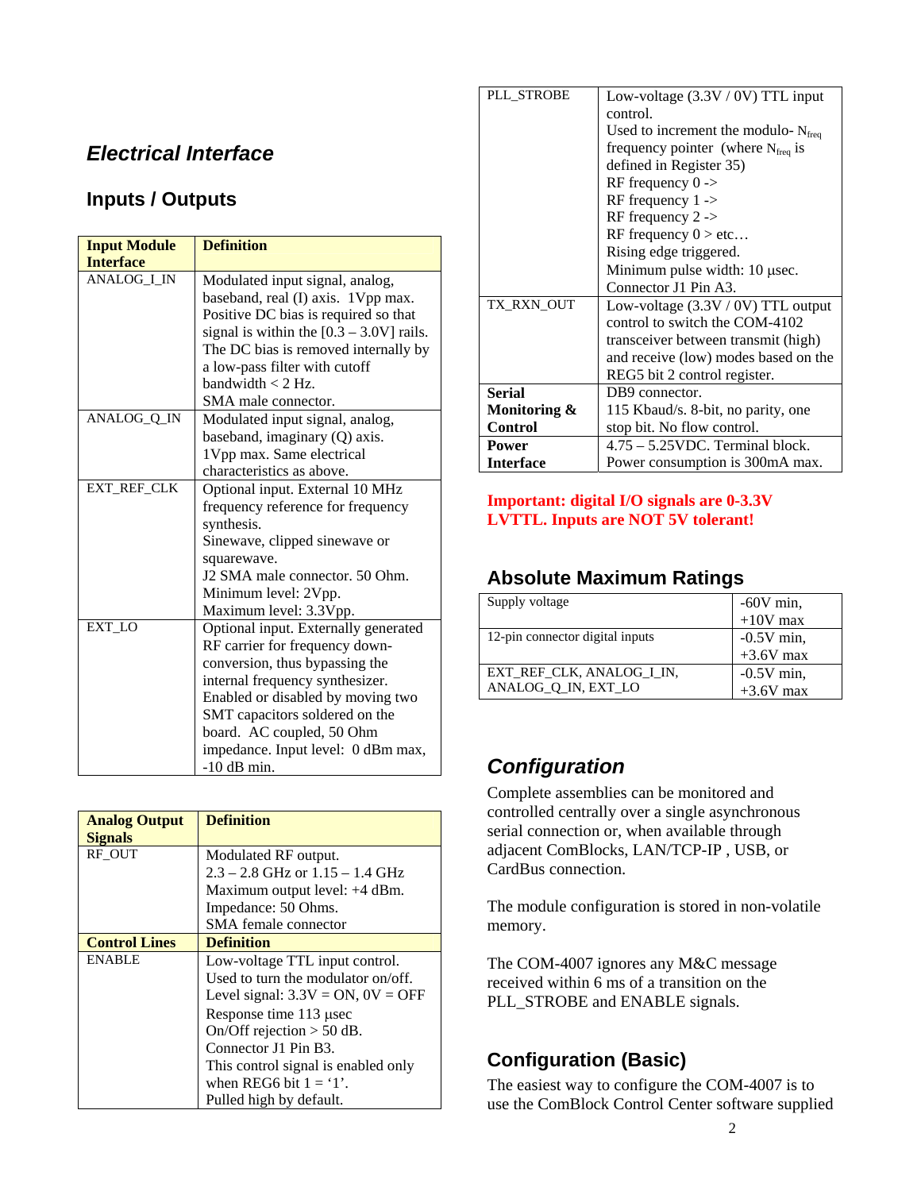## *Electrical Interface*

### Inputs / Outputs

| Input Module Interface | Definition |
|---|---|
| ANALOG_I_IN | Modulated input signal, analog, baseband, real (I) axis. 1Vpp max. Positive DC bias is required so that signal is within the [0.3 – 3.0V] rails. The DC bias is removed internally by a low-pass filter with cutoff bandwidth < 2 Hz.<br>SMA male connector. |
| ANALOG_Q_IN | Modulated input signal, analog, baseband, imaginary (Q) axis. 1Vpp max. Same electrical characteristics as above. |
| EXT_REF_CLK | Optional input. External 10 MHz frequency reference for frequency synthesis.<br>Sinewave, clipped sinewave or squarewave.<br>J2 SMA male connector. 50 Ohm.<br>Minimum level: 2Vpp.<br>Maximum level: 3.3Vpp. |
| EXT_LO | Optional input. Externally generated RF carrier for frequency down-conversion, thus bypassing the internal frequency synthesizer. Enabled or disabled by moving two SMT capacitors soldered on the board. AC coupled, 50 Ohm impedance. Input level: 0 dBm max, -10 dB min. |

| Analog Output Signals | Definition |
|---|---|
| RF_OUT | Modulated RF output.<br>2.3 – 2.8 GHz or 1.15 – 1.4 GHz<br>Maximum output level: +4 dBm.<br>Impedance: 50 Ohms.<br>SMA female connector |
| **Control Lines** | **Definition** |
| ENABLE | Low-voltage TTL input control.<br>Used to turn the modulator on/off.<br>Level signal: 3.3V = ON, 0V = OFF<br>Response time 113 μsec<br>On/Off rejection > 50 dB.<br>Connector J1 Pin B3.<br>This control signal is enabled only when REG6 bit 1 = '1'.<br>Pulled high by default. |
| PLL_STROBE | Low-voltage (3.3V / 0V) TTL input control.<br>Used to increment the modulo- $N_{freq}$ frequency pointer (where $N_{freq}$ is defined in Register 35)<br>RF frequency 0 -><br>RF frequency 1 -><br>RF frequency 2 -><br>RF frequency 0 > etc…<br>Rising edge triggered.<br>Minimum pulse width: 10 μsec.<br>Connector J1 Pin A3. |
| TX_RXN_OUT | Low-voltage (3.3V / 0V) TTL output control to switch the COM-4102 transceiver between transmit (high) and receive (low) modes based on the REG5 bit 2 control register. |
| **Serial Monitoring & Control** | DB9 connector.<br>115 Kbaud/s. 8-bit, no parity, one stop bit. No flow control. |
| **Power Interface** | 4.75 – 5.25VDC. Terminal block.<br>Power consumption is 300mA max. |

**Important: digital I/O signals are 0-3.3V LVTTL. Inputs are NOT 5V tolerant!**

### Absolute Maximum Ratings

| | |
|---|---|
| Supply voltage | -60V min,<br>+10V max |
| 12-pin connector digital inputs | -0.5V min,<br>+3.6V max |
| EXT_REF_CLK, ANALOG_I_IN, ANALOG_Q_IN, EXT_LO | -0.5V min,<br>+3.6V max |

## *Configuration*

Complete assemblies can be monitored and controlled centrally over a single asynchronous serial connection or, when available through adjacent ComBlocks, LAN/TCP-IP , USB, or CardBus connection.

The module configuration is stored in non-volatile memory.

The COM-4007 ignores any M&C message received within 6 ms of a transition on the PLL_STROBE and ENABLE signals.

### Configuration (Basic)

The easiest way to configure the COM-4007 is to use the ComBlock Control Center software supplied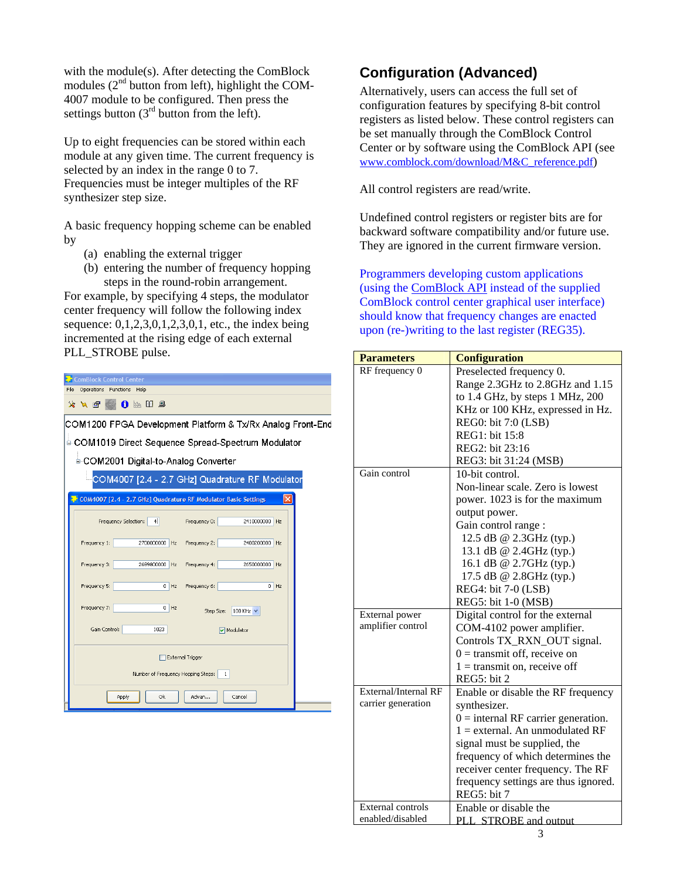with the module(s). After detecting the ComBlock modules (2nd button from left), highlight the COM-4007 module to be configured. Then press the settings button (3rd button from the left).

Up to eight frequencies can be stored within each module at any given time. The current frequency is selected by an index in the range 0 to 7. Frequencies must be integer multiples of the RF synthesizer step size.

A basic frequency hopping scheme can be enabled by

(a) enabling the external trigger
(b) entering the number of frequency hopping steps in the round-robin arrangement.

For example, by specifying 4 steps, the modulator center frequency will follow the following index sequence: 0,1,2,3,0,1,2,3,0,1, etc., the index being incremented at the rising edge of each external PLL_STROBE pulse.

## Configuration (Advanced)

Alternatively, users can access the full set of configuration features by specifying 8-bit control registers as listed below. These control registers can be set manually through the ComBlock Control Center or by software using the ComBlock API (see www.comblock.com/download/M&C_reference.pdf)

All control registers are read/write.

Undefined control registers or register bits are for backward software compatibility and/or future use. They are ignored in the current firmware version.

Programmers developing custom applications (using the ComBlock API instead of the supplied ComBlock control center graphical user interface) should know that frequency changes are enacted upon (re-)writing to the last register (REG35).

| Parameters | Configuration |
|---|---|
| RF frequency 0 | Preselected frequency 0.<br>Range 2.3GHz to 2.8GHz and 1.15 to 1.4 GHz, by steps 1 MHz, 200 KHz or 100 KHz, expressed in Hz.<br>REG0: bit 7:0 (LSB)<br>REG1: bit 15:8<br>REG2: bit 23:16<br>REG3: bit 31:24 (MSB) |
| Gain control | 10-bit control.<br>Non-linear scale. Zero is lowest power. 1023 is for the maximum output power.<br>Gain control range :<br>12.5 dB @ 2.3GHz (typ.)<br>13.1 dB @ 2.4GHz (typ.)<br>16.1 dB @ 2.7GHz (typ.)<br>17.5 dB @ 2.8GHz (typ.)<br>REG4: bit 7-0 (LSB)<br>REG5: bit 1-0 (MSB) |
| External power amplifier control | Digital control for the external COM-4102 power amplifier.<br>Controls TX_RXN_OUT signal.<br>0 = transmit off, receive on<br>1 = transmit on, receive off<br>REG5: bit 2 |
| External/Internal RF carrier generation | Enable or disable the RF frequency synthesizer.<br>0 = internal RF carrier generation.<br>1 = external. An unmodulated RF signal must be supplied, the frequency of which determines the receiver center frequency. The RF frequency settings are thus ignored.<br>REG5: bit 7 |
| External controls enabled/disabled | Enable or disable the PLL_STROBE and output |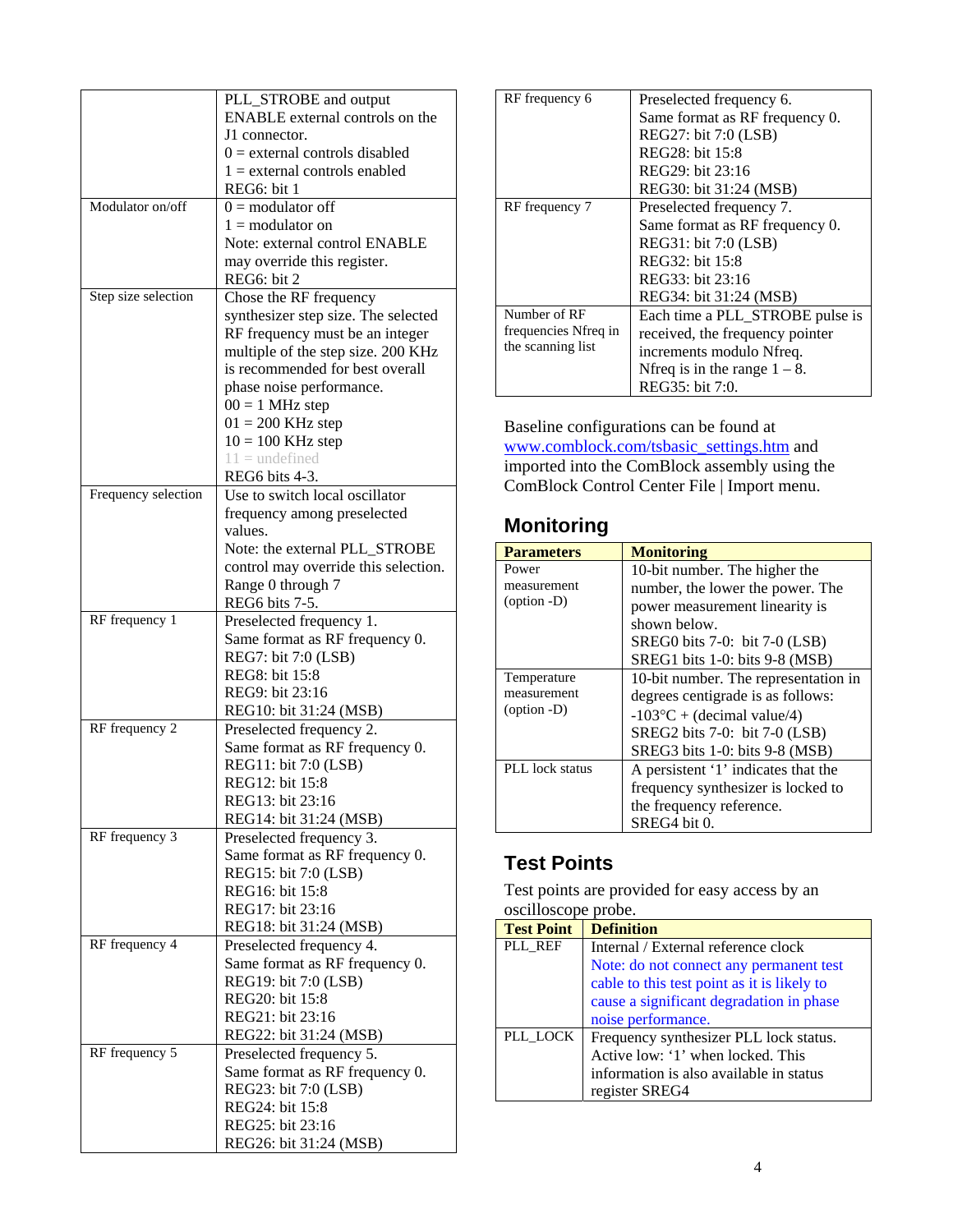| | |
|---|---|
| | PLL_STROBE and output ENABLE external controls on the J1 connector.<br>0 = external controls disabled<br>1 = external controls enabled<br>REG6: bit 1 |
| Modulator on/off | 0 = modulator off<br>1 = modulator on<br>Note: external control ENABLE may override this register.<br>REG6: bit 2 |
| Step size selection | Chose the RF frequency synthesizer step size. The selected RF frequency must be an integer multiple of the step size. 200 KHz is recommended for best overall phase noise performance.<br>00 = 1 MHz step<br>01 = 200 KHz step<br>10 = 100 KHz step<br>11 = undefined<br>REG6 bits 4-3. |
| Frequency selection | Use to switch local oscillator frequency among preselected values.<br>Note: the external PLL_STROBE control may override this selection.<br>Range 0 through 7<br>REG6 bits 7-5. |
| RF frequency 1 | Preselected frequency 1.<br>Same format as RF frequency 0.<br>REG7: bit 7:0 (LSB)<br>REG8: bit 15:8<br>REG9: bit 23:16<br>REG10: bit 31:24 (MSB) |
| RF frequency 2 | Preselected frequency 2.<br>Same format as RF frequency 0.<br>REG11: bit 7:0 (LSB)<br>REG12: bit 15:8<br>REG13: bit 23:16<br>REG14: bit 31:24 (MSB) |
| RF frequency 3 | Preselected frequency 3.<br>Same format as RF frequency 0.<br>REG15: bit 7:0 (LSB)<br>REG16: bit 15:8<br>REG17: bit 23:16<br>REG18: bit 31:24 (MSB) |
| RF frequency 4 | Preselected frequency 4.<br>Same format as RF frequency 0.<br>REG19: bit 7:0 (LSB)<br>REG20: bit 15:8<br>REG21: bit 23:16<br>REG22: bit 31:24 (MSB) |
| RF frequency 5 | Preselected frequency 5.<br>Same format as RF frequency 0.<br>REG23: bit 7:0 (LSB)<br>REG24: bit 15:8<br>REG25: bit 23:16<br>REG26: bit 31:24 (MSB) |
| RF frequency 6 | Preselected frequency 6.<br>Same format as RF frequency 0.<br>REG27: bit 7:0 (LSB)<br>REG28: bit 15:8<br>REG29: bit 23:16<br>REG30: bit 31:24 (MSB) |
| RF frequency 7 | Preselected frequency 7.<br>Same format as RF frequency 0.<br>REG31: bit 7:0 (LSB)<br>REG32: bit 15:8<br>REG33: bit 23:16<br>REG34: bit 31:24 (MSB) |
| Number of RF frequencies Nfreq in the scanning list | Each time a PLL_STROBE pulse is received, the frequency pointer increments modulo Nfreq.<br>Nfreq is in the range 1 – 8.<br>REG35: bit 7:0. |

Baseline configurations can be found at www.comblock.com/tsbasic_settings.htm and imported into the ComBlock assembly using the ComBlock Control Center File | Import menu.

## Monitoring

| Parameters | Monitoring |
|---|---|
| Power measurement (option -D) | 10-bit number. The higher the number, the lower the power. The power measurement linearity is shown below.<br>SREG0 bits 7-0: bit 7-0 (LSB)<br>SREG1 bits 1-0: bits 9-8 (MSB) |
| Temperature measurement (option -D) | 10-bit number. The representation in degrees centigrade is as follows:<br>-103°C + (decimal value/4)<br>SREG2 bits 7-0: bit 7-0 (LSB)<br>SREG3 bits 1-0: bits 9-8 (MSB) |
| PLL lock status | A persistent '1' indicates that the frequency synthesizer is locked to the frequency reference.<br>SREG4 bit 0. |

## Test Points

Test points are provided for easy access by an oscilloscope probe.

| Test Point | Definition |
|---|---|
| PLL_REF | Internal / External reference clock<br>Note: do not connect any permanent test cable to this test point as it is likely to cause a significant degradation in phase noise performance. |
| PLL_LOCK | Frequency synthesizer PLL lock status. Active low: '1' when locked. This information is also available in status register SREG4 |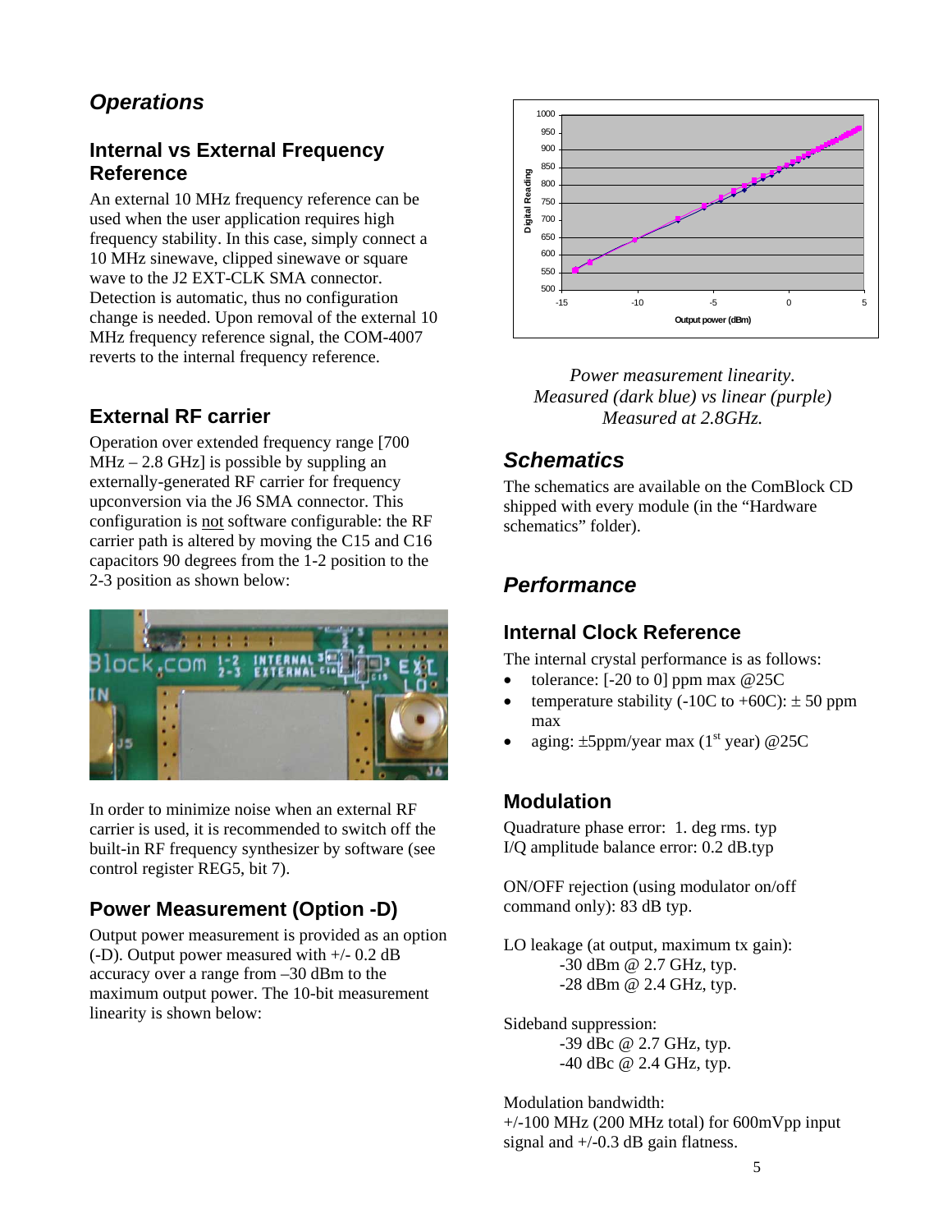## *Operations*

### Internal vs External Frequency Reference

An external 10 MHz frequency reference can be used when the user application requires high frequency stability. In this case, simply connect a 10 MHz sinewave, clipped sinewave or square wave to the J2 EXT-CLK SMA connector. Detection is automatic, thus no configuration change is needed. Upon removal of the external 10 MHz frequency reference signal, the COM-4007 reverts to the internal frequency reference.

### External RF carrier

Operation over extended frequency range [700 MHz – 2.8 GHz] is possible by suppling an externally-generated RF carrier for frequency upconversion via the J6 SMA connector. This configuration is not software configurable: the RF carrier path is altered by moving the C15 and C16 capacitors 90 degrees from the 1-2 position to the 2-3 position as shown below:

In order to minimize noise when an external RF carrier is used, it is recommended to switch off the built-in RF frequency synthesizer by software (see control register REG5, bit 7).

### Power Measurement (Option -D)

Output power measurement is provided as an option (-D). Output power measured with +/- 0.2 dB accuracy over a range from –30 dBm to the maximum output power. The 10-bit measurement linearity is shown below:

*Power measurement linearity.*
*Measured (dark blue) vs linear (purple)*
*Measured at 2.8GHz.*

## *Schematics*

The schematics are available on the ComBlock CD shipped with every module (in the "Hardware schematics" folder).

## *Performance*

### Internal Clock Reference

The internal crystal performance is as follows:

- tolerance: [-20 to 0] ppm max @25C
- temperature stability (-10C to +60C): ± 50 ppm max
- aging: ±5ppm/year max (1st year) @25C

### Modulation

Quadrature phase error: 1. deg rms. typ
I/Q amplitude balance error: 0.2 dB.typ

ON/OFF rejection (using modulator on/off command only): 83 dB typ.

LO leakage (at output, maximum tx gain):
-30 dBm @ 2.7 GHz, typ.
-28 dBm @ 2.4 GHz, typ.

Sideband suppression:
-39 dBc @ 2.7 GHz, typ.
-40 dBc @ 2.4 GHz, typ.

Modulation bandwidth:
+/-100 MHz (200 MHz total) for 600mVpp input signal and +/-0.3 dB gain flatness.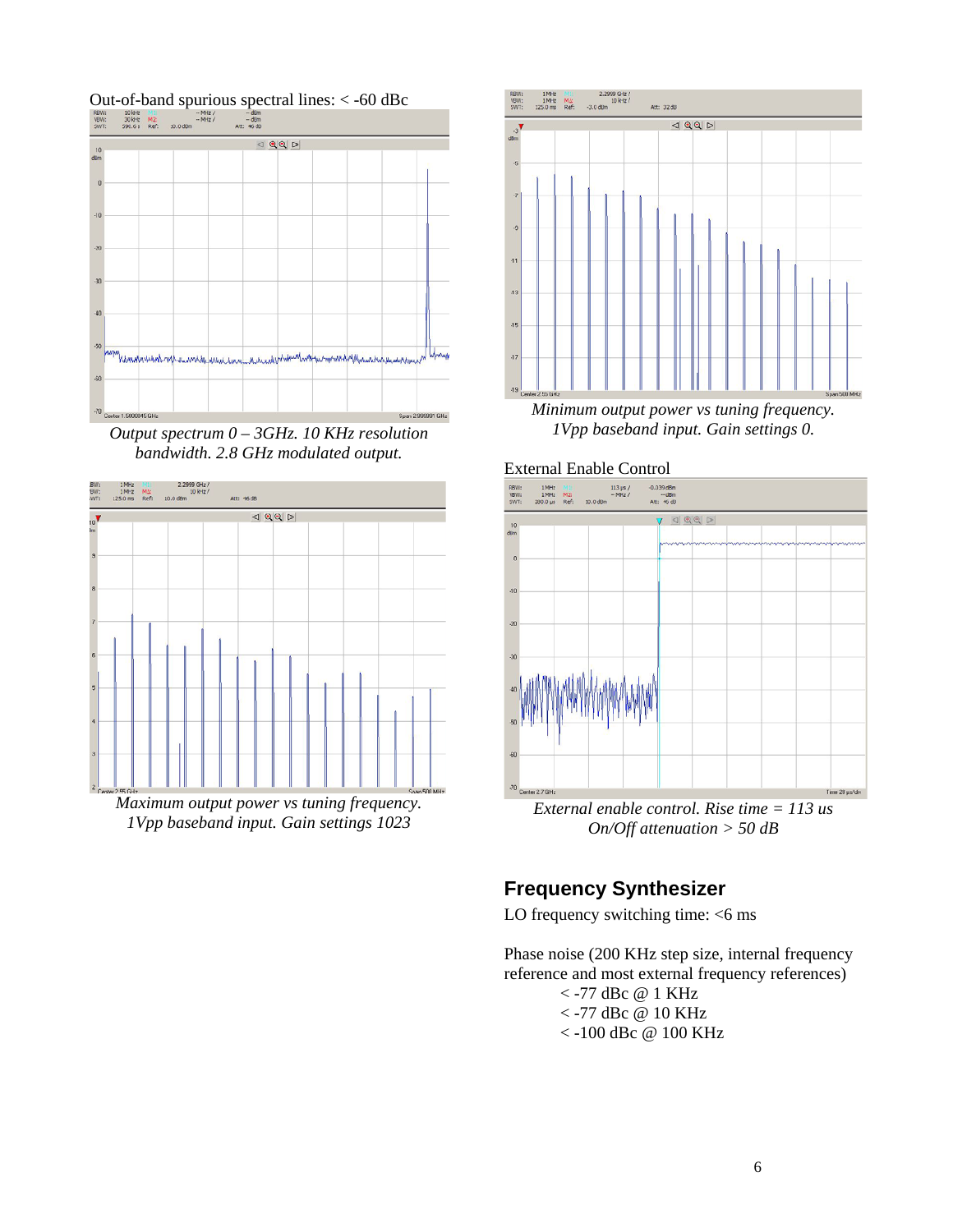Out-of-band spurious spectral lines: < -60 dBc

*Output spectrum 0 – 3GHz. 10 KHz resolution bandwidth. 2.8 GHz modulated output.*

*Maximum output power vs tuning frequency. 1Vpp baseband input. Gain settings 1023*

*Minimum output power vs tuning frequency. 1Vpp baseband input. Gain settings 0.*

External Enable Control

*External enable control. Rise time = 113 us On/Off attenuation > 50 dB*

## Frequency Synthesizer

LO frequency switching time: <6 ms

Phase noise (200 KHz step size, internal frequency reference and most external frequency references)

- < -77 dBc @ 1 KHz
- < -77 dBc @ 10 KHz
- < -100 dBc @ 100 KHz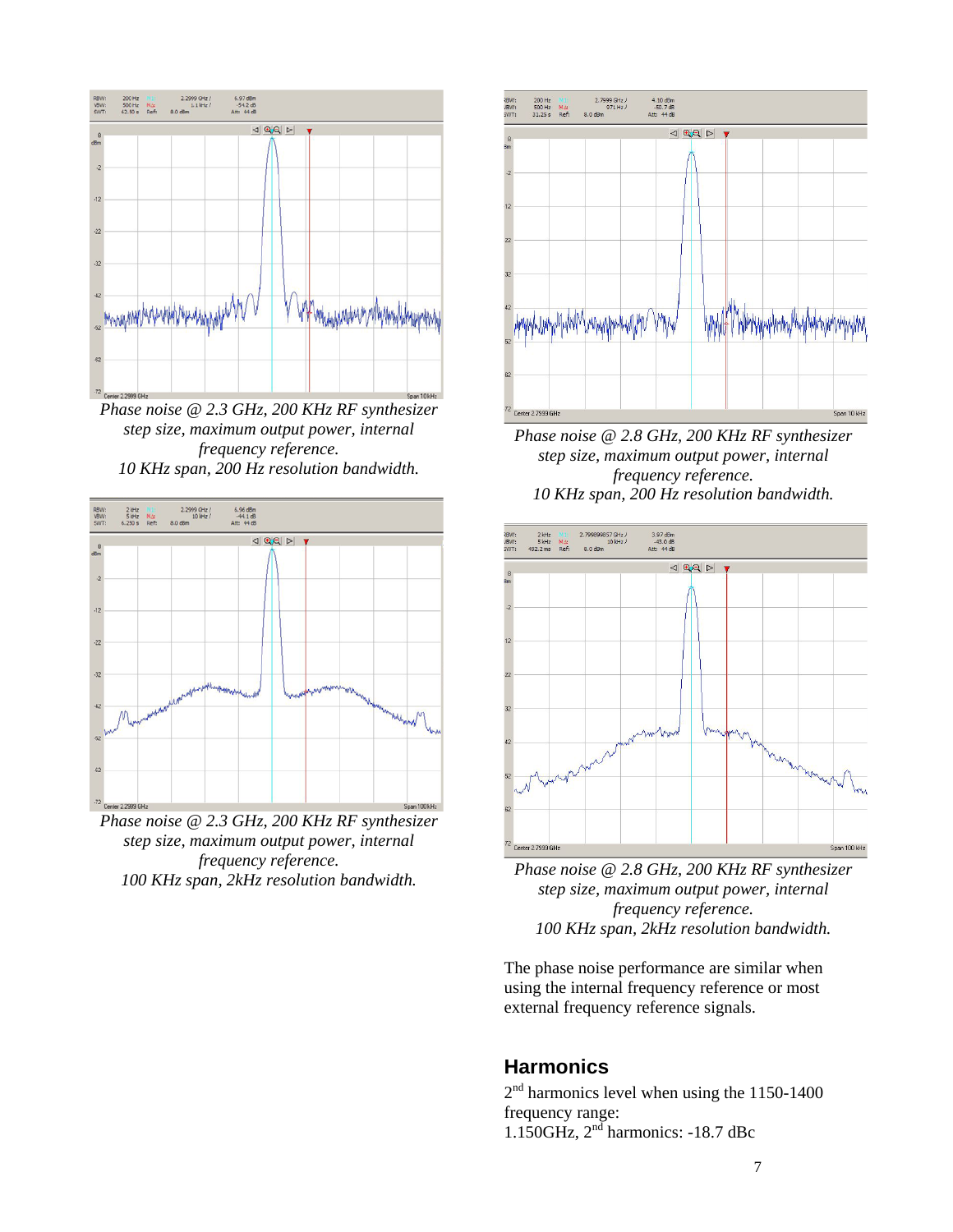Phase noise @ 2.3 GHz, 200 KHz RF synthesizer step size, maximum output power, internal frequency reference.
10 KHz span, 200 Hz resolution bandwidth.

Phase noise @ 2.3 GHz, 200 KHz RF synthesizer step size, maximum output power, internal frequency reference.
100 KHz span, 2kHz resolution bandwidth.

Phase noise @ 2.8 GHz, 200 KHz RF synthesizer step size, maximum output power, internal frequency reference.
10 KHz span, 200 Hz resolution bandwidth.

Phase noise @ 2.8 GHz, 200 KHz RF synthesizer step size, maximum output power, internal frequency reference.
100 KHz span, 2kHz resolution bandwidth.

The phase noise performance are similar when using the internal frequency reference or most external frequency reference signals.

## Harmonics

2nd harmonics level when using the 1150-1400 frequency range:
1.150GHz, 2nd harmonics: -18.7 dBc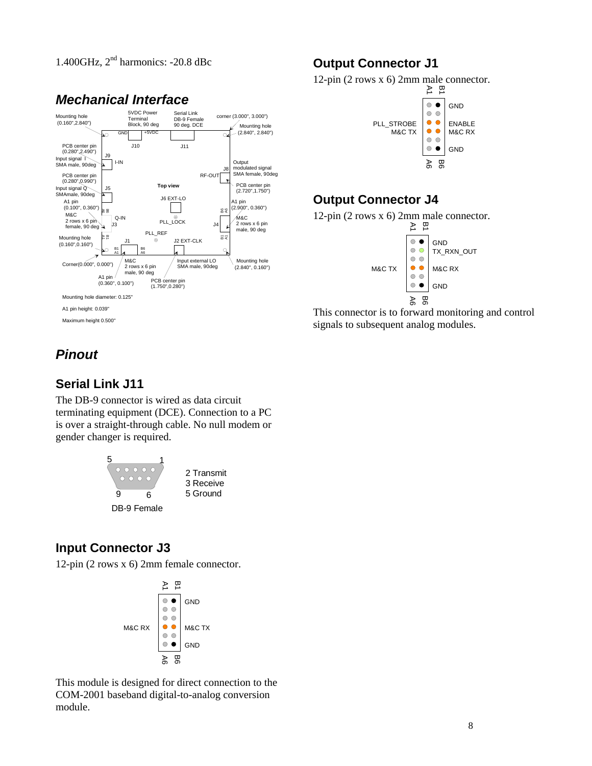1.400GHz, 2nd harmonics: -20.8 dBc

## Mechanical Interface

Mounting hole diameter: 0.125"

A1 pin height: 0.039"

Maximum height 0.500"

## Pinout

### Serial Link J11

The DB-9 connector is wired as data circuit terminating equipment (DCE). Connection to a PC is over a straight-through cable. No null modem or gender changer is required.

2 Transmit
3 Receive
5 Ground

DB-9 Female

### Input Connector J3

12-pin (2 rows x 6) 2mm female connector.

| A | Signal | B | Signal |
|---|---|---|---|
| A1 | | B1 | GND |
| A4 | M&C RX | B4 | M&C TX |
| A6 | | B6 | GND |

This module is designed for direct connection to the COM-2001 baseband digital-to-analog conversion module.

### Output Connector J1

12-pin (2 rows x 6) 2mm male connector.

| A | Signal | B | Signal |
|---|---|---|---|
| A1 | | B1 | GND |
| A3 | PLL_STROBE | B3 | ENABLE |
| A4 | M&C TX | B4 | M&C RX |
| A6 | | B6 | GND |

### Output Connector J4

12-pin (2 rows x 6) 2mm male connector.

| A | Signal | B | Signal |
|---|---|---|---|
| A1 | | B1 | GND |
| A2 | | B2 | TX_RXN_OUT |
| A4 | M&C TX | B4 | M&C RX |
| A6 | | B6 | GND |

This connector is to forward monitoring and control signals to subsequent analog modules.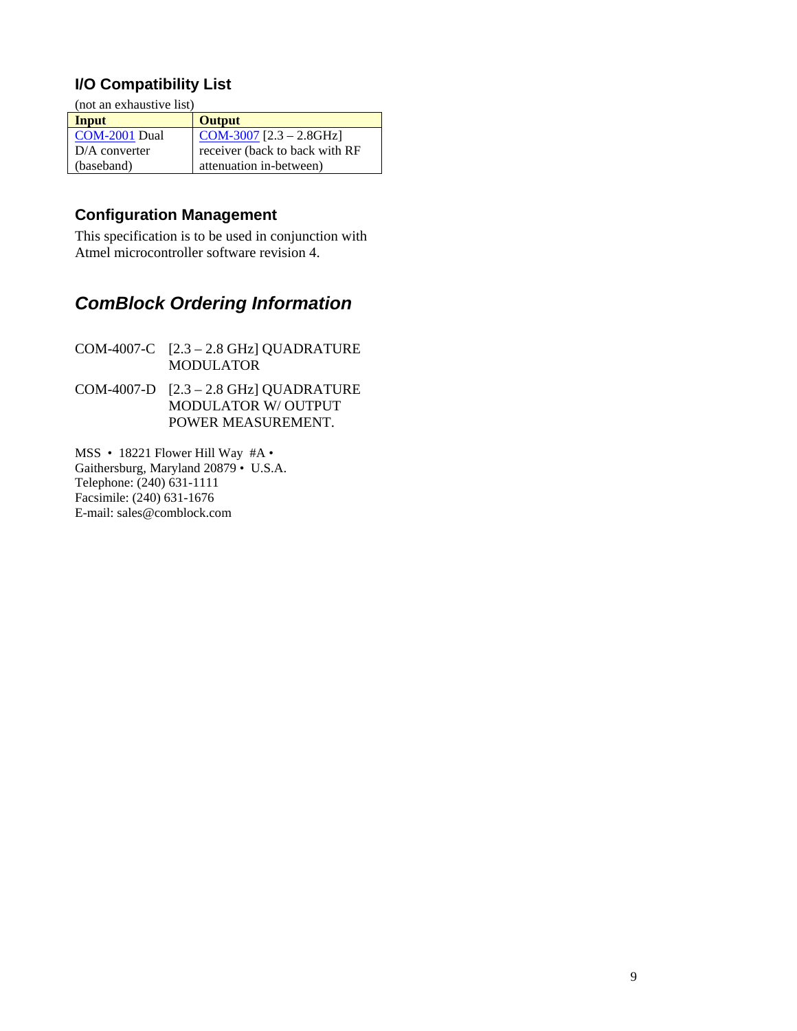### I/O Compatibility List

(not an exhaustive list)

| Input | Output |
|---|---|
| COM-2001 Dual D/A converter (baseband) | COM-3007 [2.3 – 2.8GHz] receiver (back to back with RF attenuation in-between) |

### Configuration Management

This specification is to be used in conjunction with Atmel microcontroller software revision 4.

## *ComBlock Ordering Information*

COM-4007-C [2.3 – 2.8 GHz] QUADRATURE MODULATOR

COM-4007-D [2.3 – 2.8 GHz] QUADRATURE MODULATOR W/ OUTPUT POWER MEASUREMENT.

MSS • 18221 Flower Hill Way #A •
Gaithersburg, Maryland 20879 • U.S.A.
Telephone: (240) 631-1111
Facsimile: (240) 631-1676
E-mail: sales@comblock.com